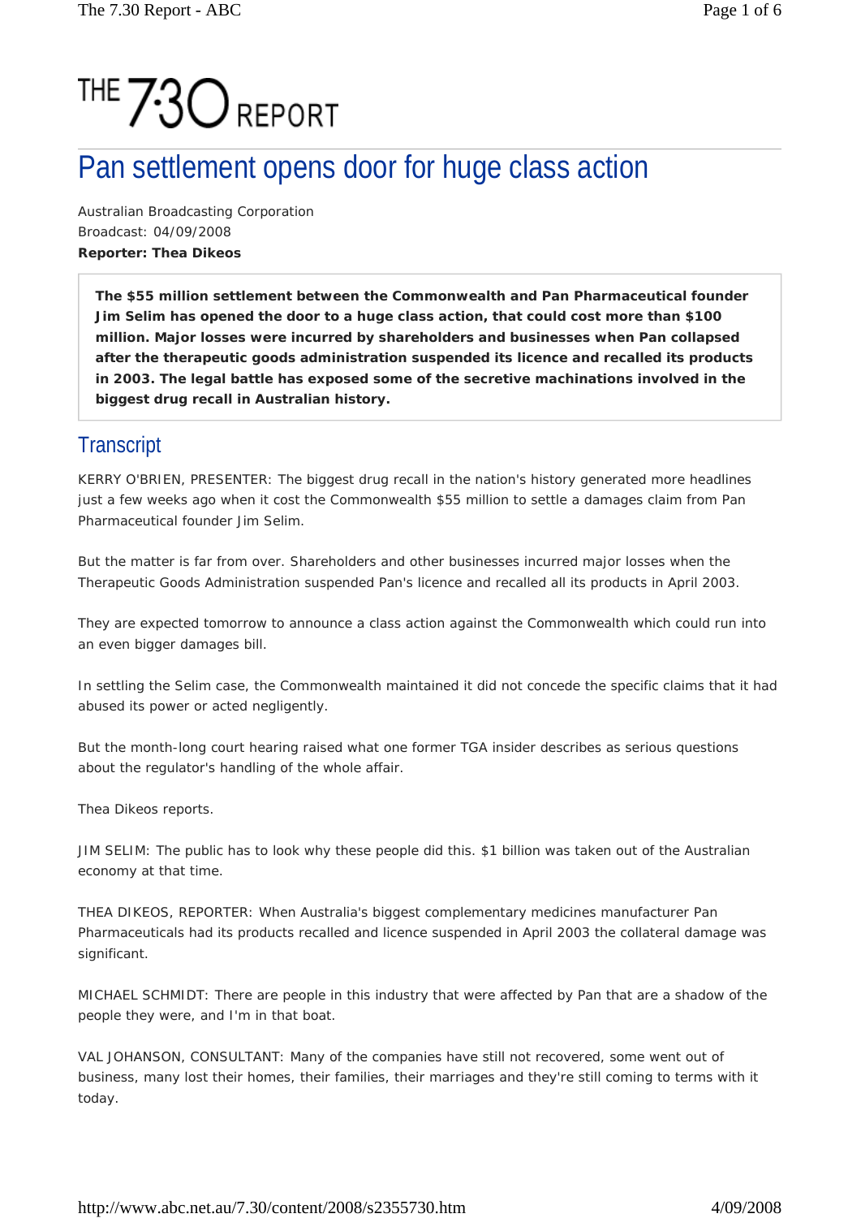# THE 7:30 REPORT

## Pan settlement opens door for huge class action

Australian Broadcasting Corporation
Broadcast: 04/09/2008
**Reporter: Thea Dikeos**

**The $55 million settlement between the Commonwealth and Pan Pharmaceutical founder Jim Selim has opened the door to a huge class action, that could cost more than $100 million. Major losses were incurred by shareholders and businesses when Pan collapsed after the therapeutic goods administration suspended its licence and recalled its products in 2003. The legal battle has exposed some of the secretive machinations involved in the biggest drug recall in Australian history.**

### Transcript

KERRY O'BRIEN, PRESENTER: The biggest drug recall in the nation's history generated more headlines just a few weeks ago when it cost the Commonwealth $55 million to settle a damages claim from Pan Pharmaceutical founder Jim Selim.

But the matter is far from over. Shareholders and other businesses incurred major losses when the Therapeutic Goods Administration suspended Pan's licence and recalled all its products in April 2003.

They are expected tomorrow to announce a class action against the Commonwealth which could run into an even bigger damages bill.

In settling the Selim case, the Commonwealth maintained it did not concede the specific claims that it had abused its power or acted negligently.

But the month-long court hearing raised what one former TGA insider describes as serious questions about the regulator's handling of the whole affair.

Thea Dikeos reports.

JIM SELIM: The public has to look why these people did this. $1 billion was taken out of the Australian economy at that time.

THEA DIKEOS, REPORTER: When Australia's biggest complementary medicines manufacturer Pan Pharmaceuticals had its products recalled and licence suspended in April 2003 the collateral damage was significant.

MICHAEL SCHMIDT: There are people in this industry that were affected by Pan that are a shadow of the people they were, and I'm in that boat.

VAL JOHANSON, CONSULTANT: Many of the companies have still not recovered, some went out of business, many lost their homes, their families, their marriages and they're still coming to terms with it today.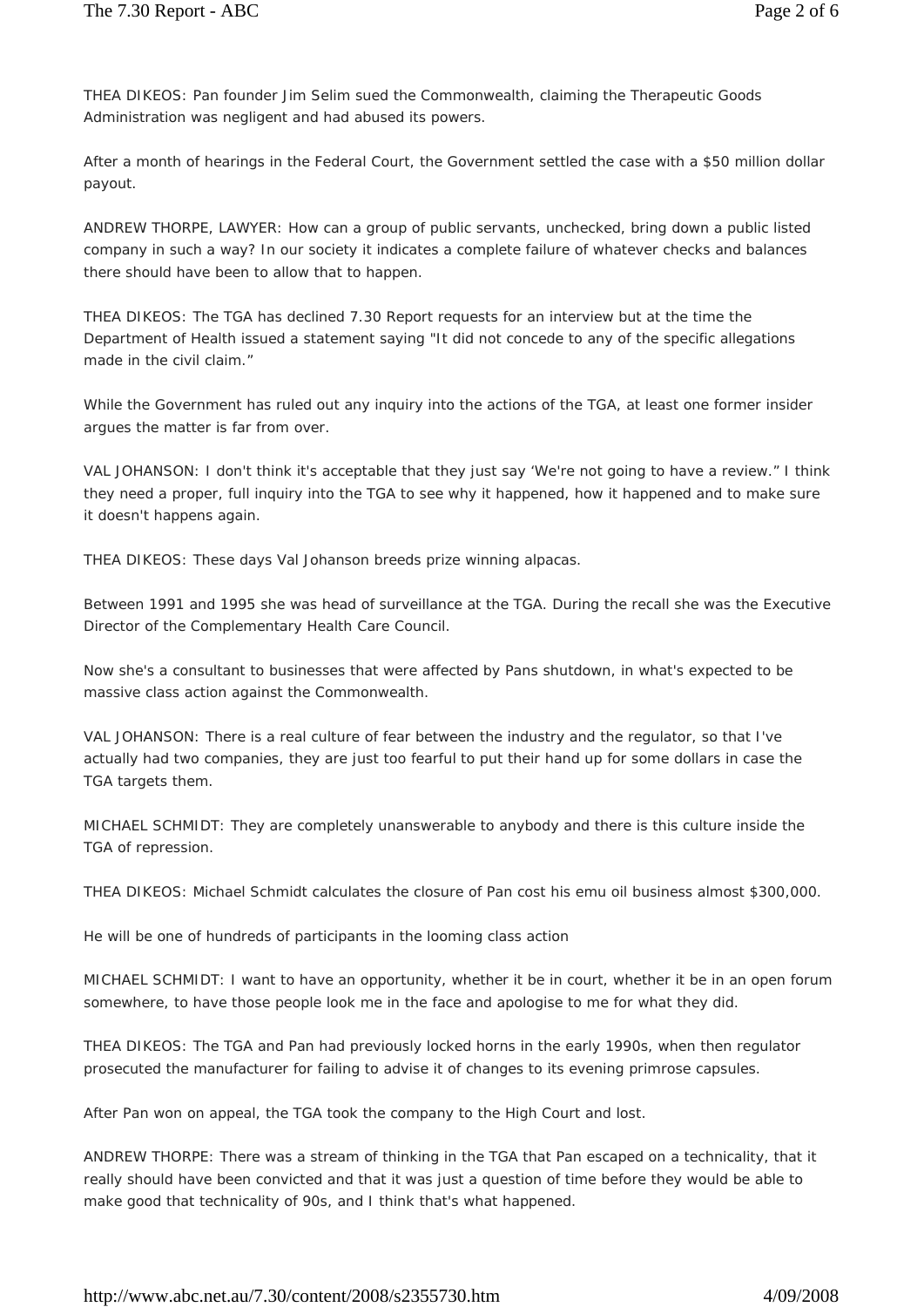THEA DIKEOS: Pan founder Jim Selim sued the Commonwealth, claiming the Therapeutic Goods Administration was negligent and had abused its powers.

After a month of hearings in the Federal Court, the Government settled the case with a $50 million dollar payout.

ANDREW THORPE, LAWYER: How can a group of public servants, unchecked, bring down a public listed company in such a way? In our society it indicates a complete failure of whatever checks and balances there should have been to allow that to happen.

THEA DIKEOS: The TGA has declined 7.30 Report requests for an interview but at the time the Department of Health issued a statement saying "It did not concede to any of the specific allegations made in the civil claim."

While the Government has ruled out any inquiry into the actions of the TGA, at least one former insider argues the matter is far from over.

VAL JOHANSON: I don't think it's acceptable that they just say 'We're not going to have a review." I think they need a proper, full inquiry into the TGA to see why it happened, how it happened and to make sure it doesn't happens again.

THEA DIKEOS: These days Val Johanson breeds prize winning alpacas.

Between 1991 and 1995 she was head of surveillance at the TGA. During the recall she was the Executive Director of the Complementary Health Care Council.

Now she's a consultant to businesses that were affected by Pans shutdown, in what's expected to be massive class action against the Commonwealth.

VAL JOHANSON: There is a real culture of fear between the industry and the regulator, so that I've actually had two companies, they are just too fearful to put their hand up for some dollars in case the TGA targets them.

MICHAEL SCHMIDT: They are completely unanswerable to anybody and there is this culture inside the TGA of repression.

THEA DIKEOS: Michael Schmidt calculates the closure of Pan cost his emu oil business almost $300,000.

He will be one of hundreds of participants in the looming class action

MICHAEL SCHMIDT: I want to have an opportunity, whether it be in court, whether it be in an open forum somewhere, to have those people look me in the face and apologise to me for what they did.

THEA DIKEOS: The TGA and Pan had previously locked horns in the early 1990s, when then regulator prosecuted the manufacturer for failing to advise it of changes to its evening primrose capsules.

After Pan won on appeal, the TGA took the company to the High Court and lost.

ANDREW THORPE: There was a stream of thinking in the TGA that Pan escaped on a technicality, that it really should have been convicted and that it was just a question of time before they would be able to make good that technicality of 90s, and I think that's what happened.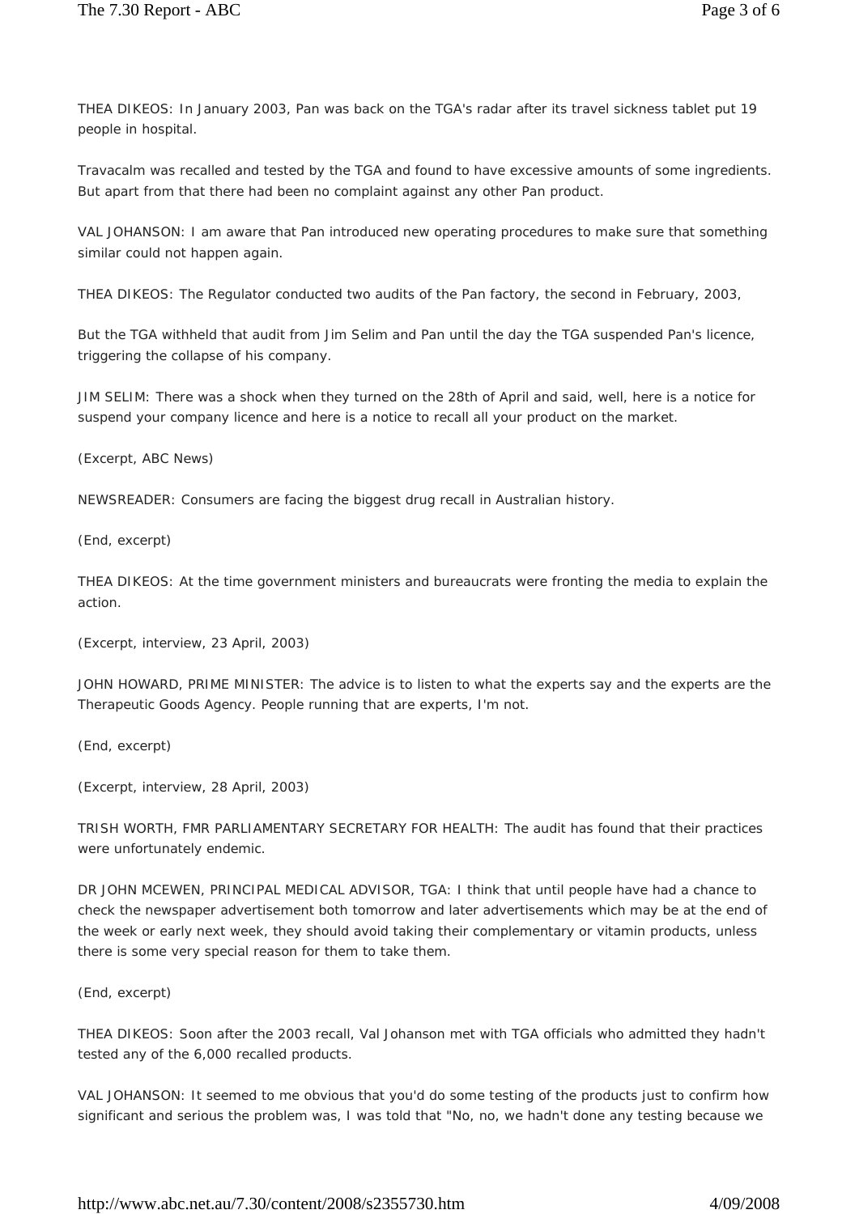THEA DIKEOS: In January 2003, Pan was back on the TGA's radar after its travel sickness tablet put 19 people in hospital.

Travacalm was recalled and tested by the TGA and found to have excessive amounts of some ingredients. But apart from that there had been no complaint against any other Pan product.

VAL JOHANSON: I am aware that Pan introduced new operating procedures to make sure that something similar could not happen again.

THEA DIKEOS: The Regulator conducted two audits of the Pan factory, the second in February, 2003,

But the TGA withheld that audit from Jim Selim and Pan until the day the TGA suspended Pan's licence, triggering the collapse of his company.

JIM SELIM: There was a shock when they turned on the 28th of April and said, well, here is a notice for suspend your company licence and here is a notice to recall all your product on the market.

*(Excerpt, ABC News)*

NEWSREADER: Consumers are facing the biggest drug recall in Australian history.

*(End, excerpt)*

THEA DIKEOS: At the time government ministers and bureaucrats were fronting the media to explain the action.

*(Excerpt, interview, 23 April, 2003)*

JOHN HOWARD, PRIME MINISTER: The advice is to listen to what the experts say and the experts are the Therapeutic Goods Agency. People running that are experts, I'm not.

*(End, excerpt)*

*(Excerpt, interview, 28 April, 2003)*

TRISH WORTH, FMR PARLIAMENTARY SECRETARY FOR HEALTH: The audit has found that their practices were unfortunately endemic.

DR JOHN MCEWEN, PRINCIPAL MEDICAL ADVISOR, TGA: I think that until people have had a chance to check the newspaper advertisement both tomorrow and later advertisements which may be at the end of the week or early next week, they should avoid taking their complementary or vitamin products, unless there is some very special reason for them to take them.

*(End, excerpt)*

THEA DIKEOS: Soon after the 2003 recall, Val Johanson met with TGA officials who admitted they hadn't tested any of the 6,000 recalled products.

VAL JOHANSON: It seemed to me obvious that you'd do some testing of the products just to confirm how significant and serious the problem was, I was told that "No, no, we hadn't done any testing because we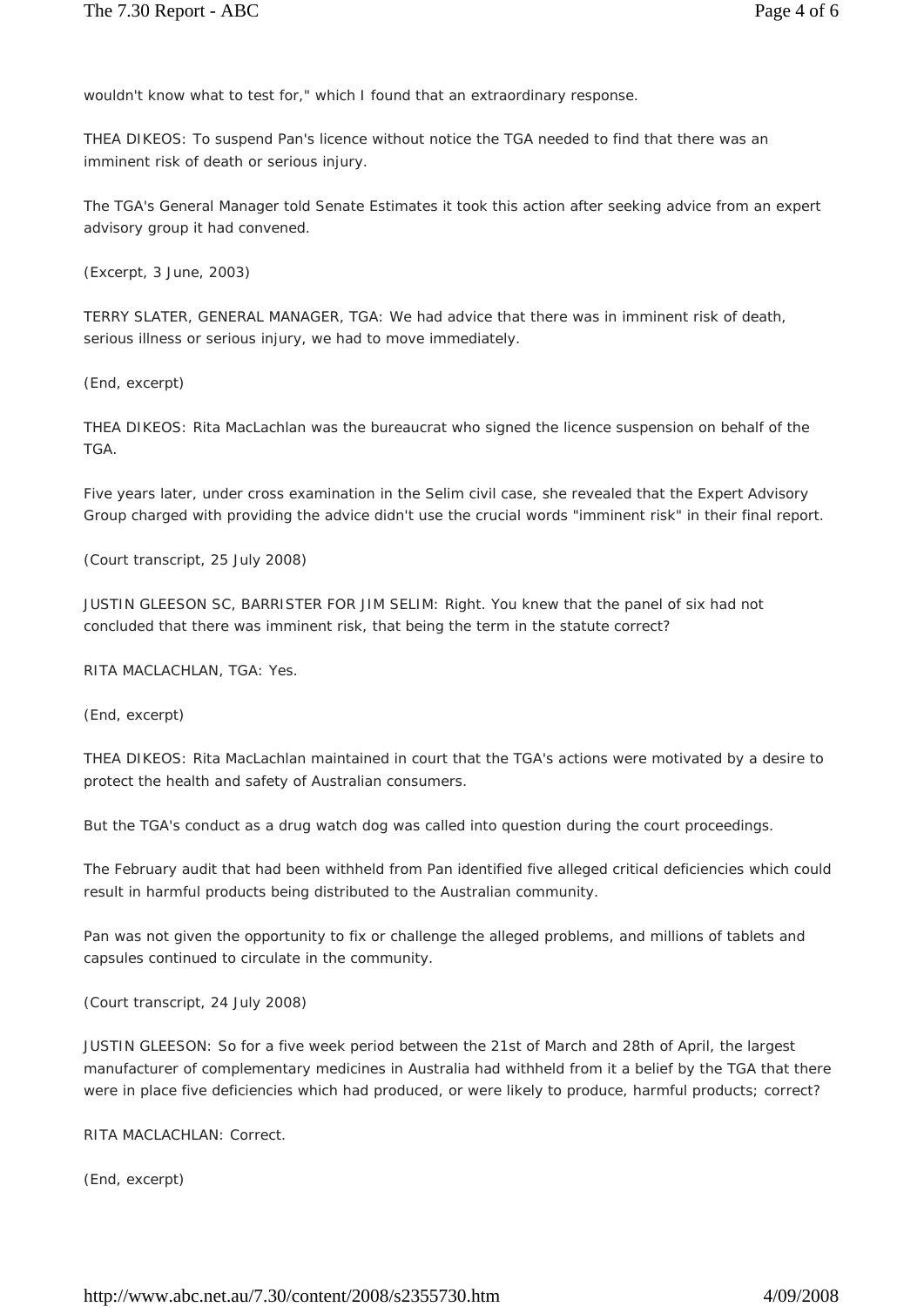wouldn't know what to test for," which I found that an extraordinary response.

THEA DIKEOS: To suspend Pan's licence without notice the TGA needed to find that there was an imminent risk of death or serious injury.

The TGA's General Manager told Senate Estimates it took this action after seeking advice from an expert advisory group it had convened.

(Excerpt, 3 June, 2003)

TERRY SLATER, GENERAL MANAGER, TGA: We had advice that there was in imminent risk of death, serious illness or serious injury, we had to move immediately.

(End, excerpt)

THEA DIKEOS: Rita MacLachlan was the bureaucrat who signed the licence suspension on behalf of the TGA.

Five years later, under cross examination in the Selim civil case, she revealed that the Expert Advisory Group charged with providing the advice didn't use the crucial words "imminent risk" in their final report.

(Court transcript, 25 July 2008)

JUSTIN GLEESON SC, BARRISTER FOR JIM SELIM: Right. You knew that the panel of six had not concluded that there was imminent risk, that being the term in the statute correct?

RITA MACLACHLAN, TGA: Yes.

(End, excerpt)

THEA DIKEOS: Rita MacLachlan maintained in court that the TGA's actions were motivated by a desire to protect the health and safety of Australian consumers.

But the TGA's conduct as a drug watch dog was called into question during the court proceedings.

The February audit that had been withheld from Pan identified five alleged critical deficiencies which could result in harmful products being distributed to the Australian community.

Pan was not given the opportunity to fix or challenge the alleged problems, and millions of tablets and capsules continued to circulate in the community.

(Court transcript, 24 July 2008)

JUSTIN GLEESON: So for a five week period between the 21st of March and 28th of April, the largest manufacturer of complementary medicines in Australia had withheld from it a belief by the TGA that there were in place five deficiencies which had produced, or were likely to produce, harmful products; correct?

RITA MACLACHLAN: Correct.

(End, excerpt)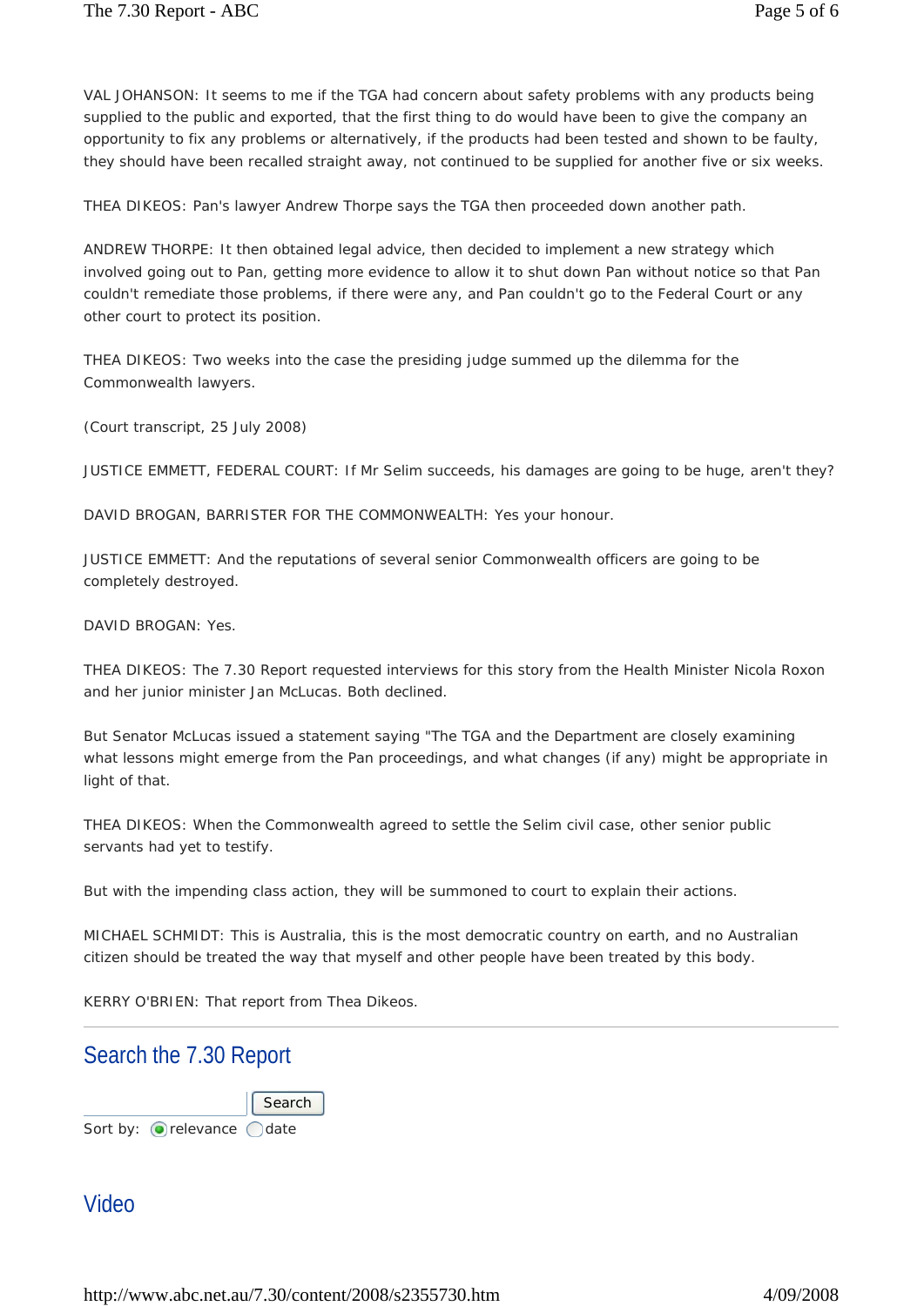VAL JOHANSON: It seems to me if the TGA had concern about safety problems with any products being supplied to the public and exported, that the first thing to do would have been to give the company an opportunity to fix any problems or alternatively, if the products had been tested and shown to be faulty, they should have been recalled straight away, not continued to be supplied for another five or six weeks.

THEA DIKEOS: Pan's lawyer Andrew Thorpe says the TGA then proceeded down another path.

ANDREW THORPE: It then obtained legal advice, then decided to implement a new strategy which involved going out to Pan, getting more evidence to allow it to shut down Pan without notice so that Pan couldn't remediate those problems, if there were any, and Pan couldn't go to the Federal Court or any other court to protect its position.

THEA DIKEOS: Two weeks into the case the presiding judge summed up the dilemma for the Commonwealth lawyers.

(Court transcript, 25 July 2008)

JUSTICE EMMETT, FEDERAL COURT: If Mr Selim succeeds, his damages are going to be huge, aren't they?

DAVID BROGAN, BARRISTER FOR THE COMMONWEALTH: Yes your honour.

JUSTICE EMMETT: And the reputations of several senior Commonwealth officers are going to be completely destroyed.

DAVID BROGAN: Yes.

THEA DIKEOS: The 7.30 Report requested interviews for this story from the Health Minister Nicola Roxon and her junior minister Jan McLucas. Both declined.

But Senator McLucas issued a statement saying "The TGA and the Department are closely examining what lessons might emerge from the Pan proceedings, and what changes (if any) might be appropriate in light of that.

THEA DIKEOS: When the Commonwealth agreed to settle the Selim civil case, other senior public servants had yet to testify.

But with the impending class action, they will be summoned to court to explain their actions.

MICHAEL SCHMIDT: This is Australia, this is the most democratic country on earth, and no Australian citizen should be treated the way that myself and other people have been treated by this body.

KERRY O'BRIEN: That report from Thea Dikeos.

---

## Search the 7.30 Report

Search

Sort by: relevance date

## Video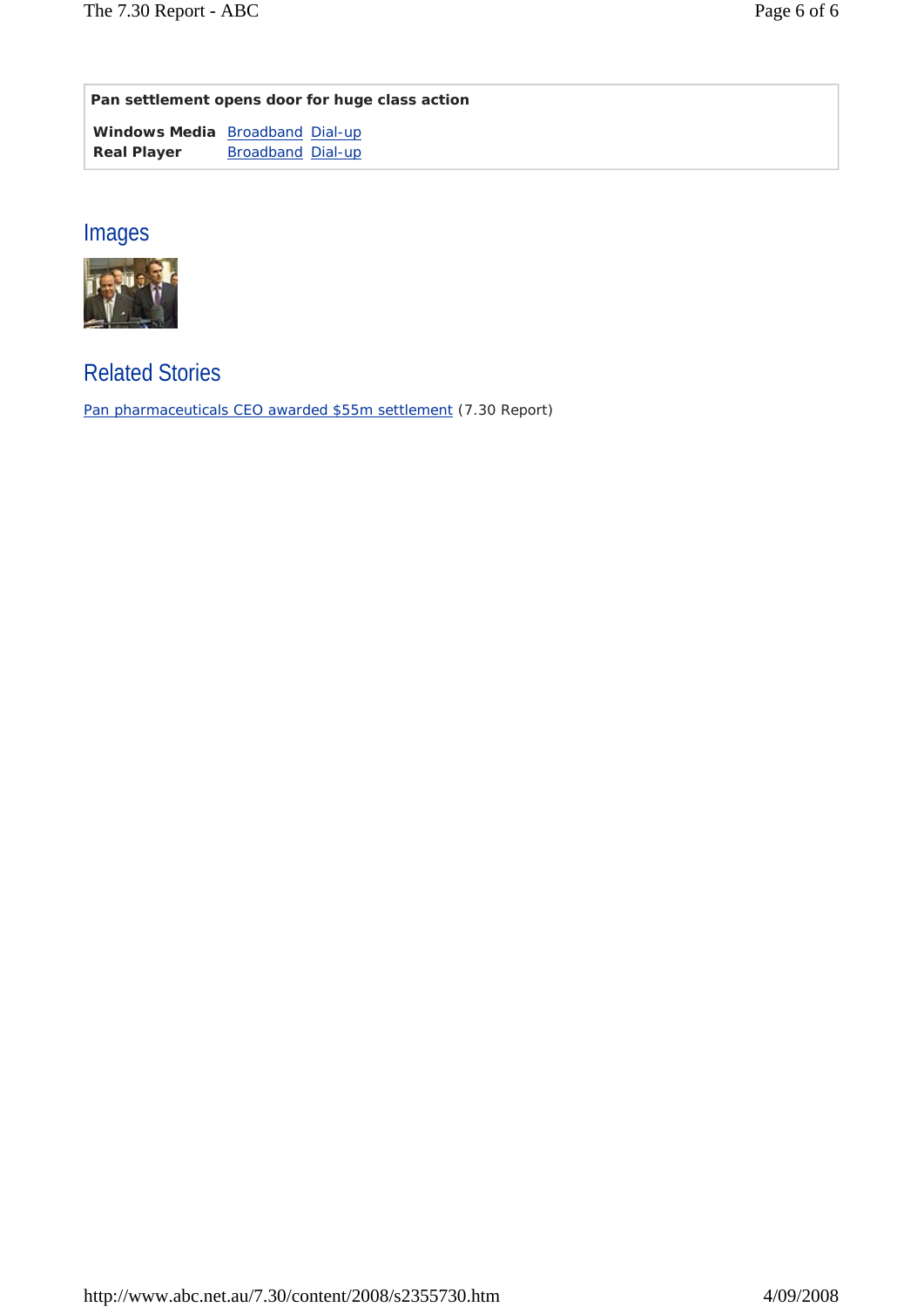| | | |
|---|---|---|
| **Pan settlement opens door for huge class action** | | |
| **Windows Media** | Broadband | Dial-up |
| **Real Player** | Broadband | Dial-up |

## Images

## Related Stories

Pan pharmaceuticals CEO awarded $55m settlement (7.30 Report)